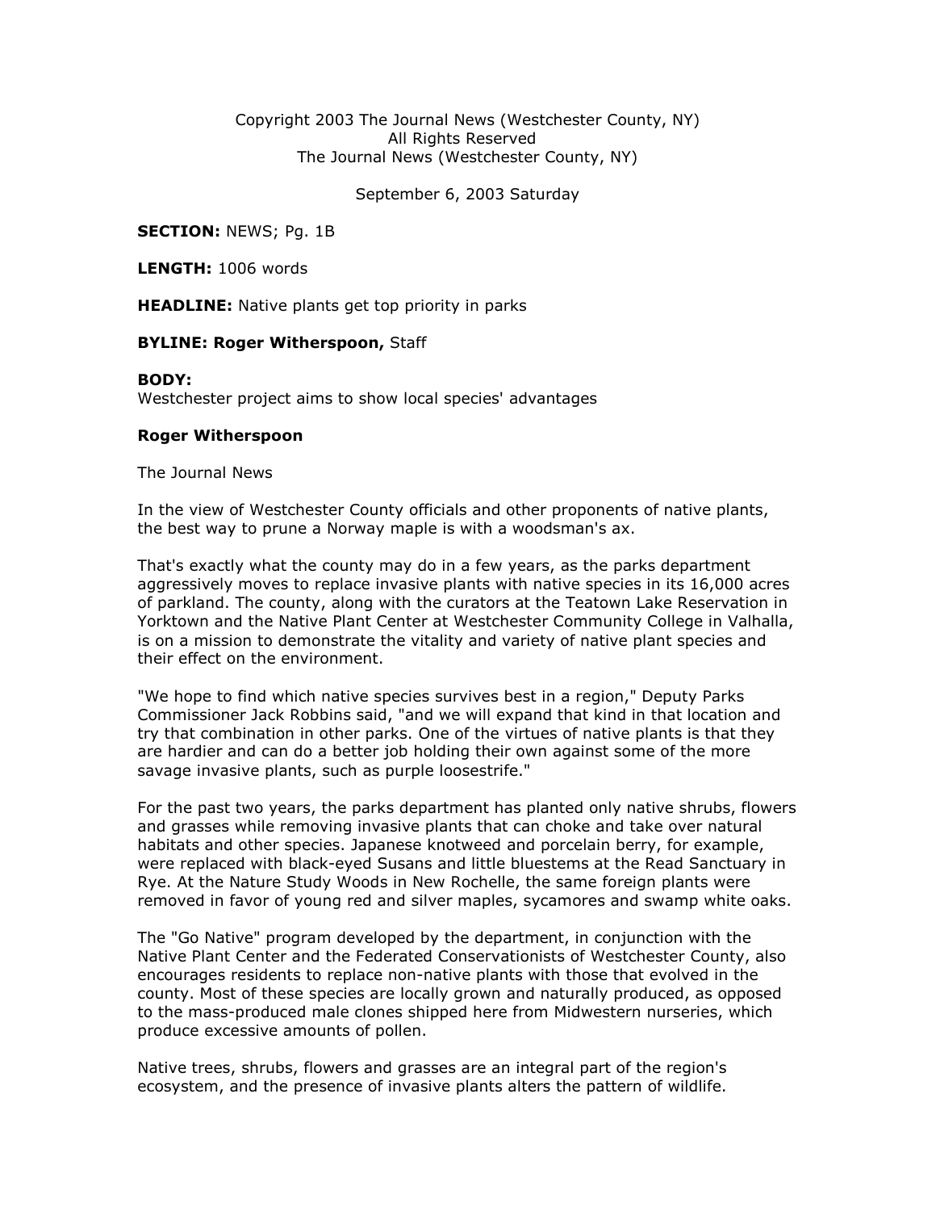Copyright 2003 The Journal News (Westchester County, NY)
All Rights Reserved
The Journal News (Westchester County, NY)

September 6, 2003 Saturday

**SECTION:** NEWS; Pg. 1B

**LENGTH:** 1006 words

**HEADLINE:** Native plants get top priority in parks

**BYLINE: Roger Witherspoon,** Staff

**BODY:**
Westchester project aims to show local species' advantages

**Roger Witherspoon**

The Journal News

In the view of Westchester County officials and other proponents of native plants, the best way to prune a Norway maple is with a woodsman's ax.

That's exactly what the county may do in a few years, as the parks department aggressively moves to replace invasive plants with native species in its 16,000 acres of parkland. The county, along with the curators at the Teatown Lake Reservation in Yorktown and the Native Plant Center at Westchester Community College in Valhalla, is on a mission to demonstrate the vitality and variety of native plant species and their effect on the environment.

"We hope to find which native species survives best in a region," Deputy Parks Commissioner Jack Robbins said, "and we will expand that kind in that location and try that combination in other parks. One of the virtues of native plants is that they are hardier and can do a better job holding their own against some of the more savage invasive plants, such as purple loosestrife."

For the past two years, the parks department has planted only native shrubs, flowers and grasses while removing invasive plants that can choke and take over natural habitats and other species. Japanese knotweed and porcelain berry, for example, were replaced with black-eyed Susans and little bluestems at the Read Sanctuary in Rye. At the Nature Study Woods in New Rochelle, the same foreign plants were removed in favor of young red and silver maples, sycamores and swamp white oaks.

The "Go Native" program developed by the department, in conjunction with the Native Plant Center and the Federated Conservationists of Westchester County, also encourages residents to replace non-native plants with those that evolved in the county. Most of these species are locally grown and naturally produced, as opposed to the mass-produced male clones shipped here from Midwestern nurseries, which produce excessive amounts of pollen.

Native trees, shrubs, flowers and grasses are an integral part of the region's ecosystem, and the presence of invasive plants alters the pattern of wildlife.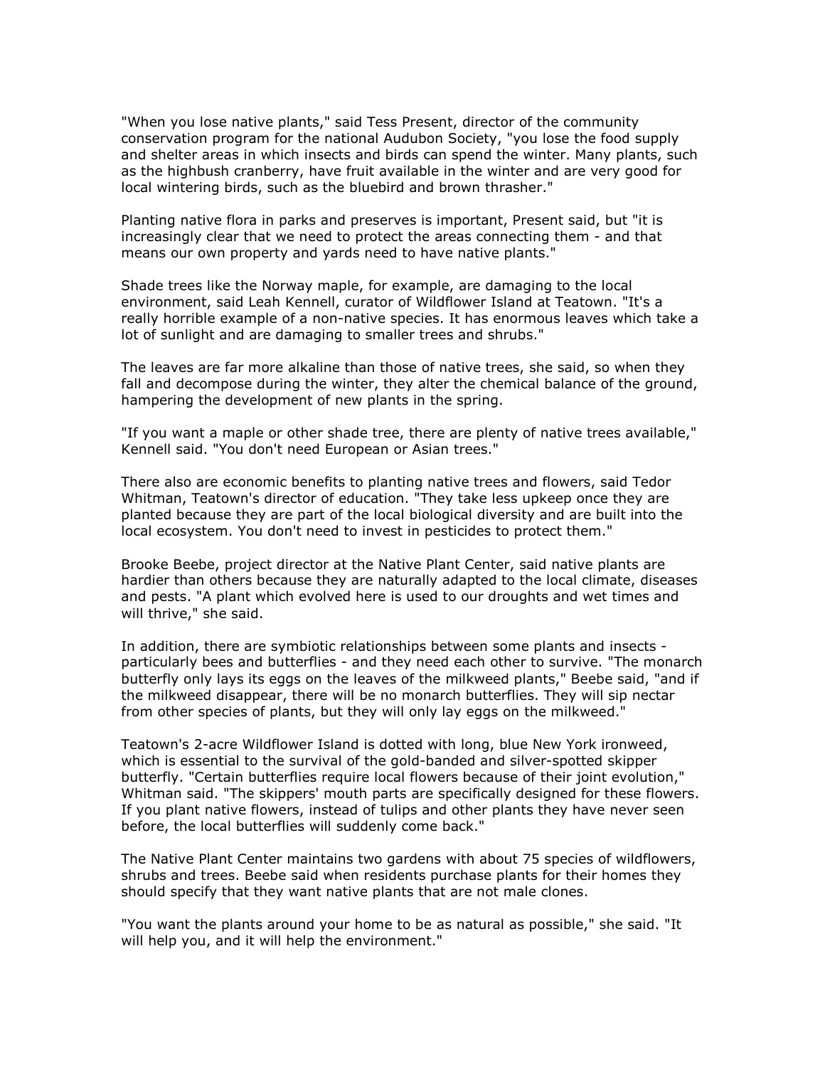"When you lose native plants," said Tess Present, director of the community conservation program for the national Audubon Society, "you lose the food supply and shelter areas in which insects and birds can spend the winter. Many plants, such as the highbush cranberry, have fruit available in the winter and are very good for local wintering birds, such as the bluebird and brown thrasher."

Planting native flora in parks and preserves is important, Present said, but "it is increasingly clear that we need to protect the areas connecting them - and that means our own property and yards need to have native plants."

Shade trees like the Norway maple, for example, are damaging to the local environment, said Leah Kennell, curator of Wildflower Island at Teatown. "It's a really horrible example of a non-native species. It has enormous leaves which take a lot of sunlight and are damaging to smaller trees and shrubs."

The leaves are far more alkaline than those of native trees, she said, so when they fall and decompose during the winter, they alter the chemical balance of the ground, hampering the development of new plants in the spring.

"If you want a maple or other shade tree, there are plenty of native trees available," Kennell said. "You don't need European or Asian trees."

There also are economic benefits to planting native trees and flowers, said Tedor Whitman, Teatown's director of education. "They take less upkeep once they are planted because they are part of the local biological diversity and are built into the local ecosystem. You don't need to invest in pesticides to protect them."

Brooke Beebe, project director at the Native Plant Center, said native plants are hardier than others because they are naturally adapted to the local climate, diseases and pests. "A plant which evolved here is used to our droughts and wet times and will thrive," she said.

In addition, there are symbiotic relationships between some plants and insects - particularly bees and butterflies - and they need each other to survive. "The monarch butterfly only lays its eggs on the leaves of the milkweed plants," Beebe said, "and if the milkweed disappear, there will be no monarch butterflies. They will sip nectar from other species of plants, but they will only lay eggs on the milkweed."

Teatown's 2-acre Wildflower Island is dotted with long, blue New York ironweed, which is essential to the survival of the gold-banded and silver-spotted skipper butterfly. "Certain butterflies require local flowers because of their joint evolution," Whitman said. "The skippers' mouth parts are specifically designed for these flowers. If you plant native flowers, instead of tulips and other plants they have never seen before, the local butterflies will suddenly come back."

The Native Plant Center maintains two gardens with about 75 species of wildflowers, shrubs and trees. Beebe said when residents purchase plants for their homes they should specify that they want native plants that are not male clones.

"You want the plants around your home to be as natural as possible," she said. "It will help you, and it will help the environment."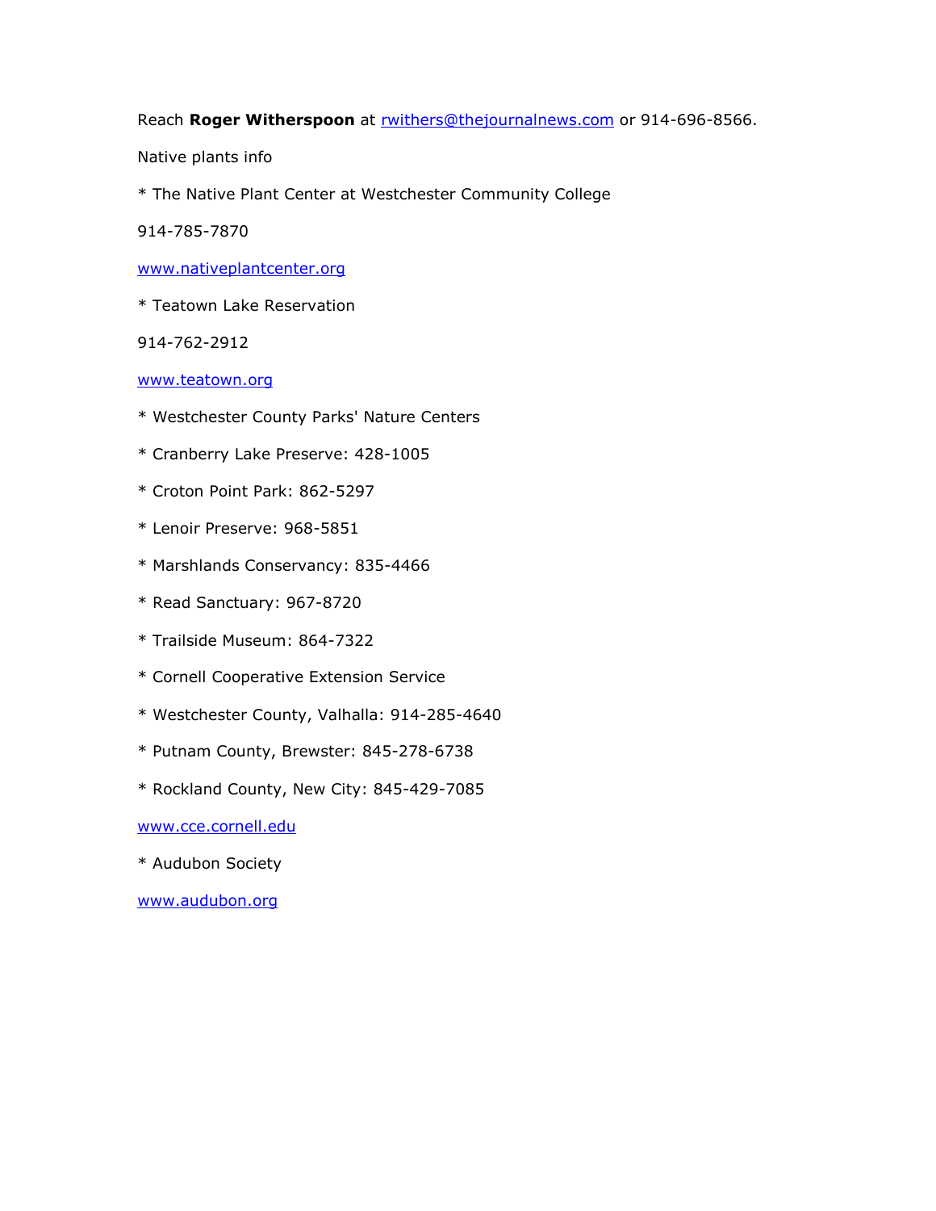Reach **Roger Witherspoon** at rwithers@thejournalnews.com or 914-696-8566.

Native plants info

* The Native Plant Center at Westchester Community College

914-785-7870

www.nativeplantcenter.org

* Teatown Lake Reservation

914-762-2912

www.teatown.org

* Westchester County Parks' Nature Centers

* Cranberry Lake Preserve: 428-1005

* Croton Point Park: 862-5297

* Lenoir Preserve: 968-5851

* Marshlands Conservancy: 835-4466

* Read Sanctuary: 967-8720

* Trailside Museum: 864-7322

* Cornell Cooperative Extension Service

* Westchester County, Valhalla: 914-285-4640

* Putnam County, Brewster: 845-278-6738

* Rockland County, New City: 845-429-7085

www.cce.cornell.edu

* Audubon Society

www.audubon.org